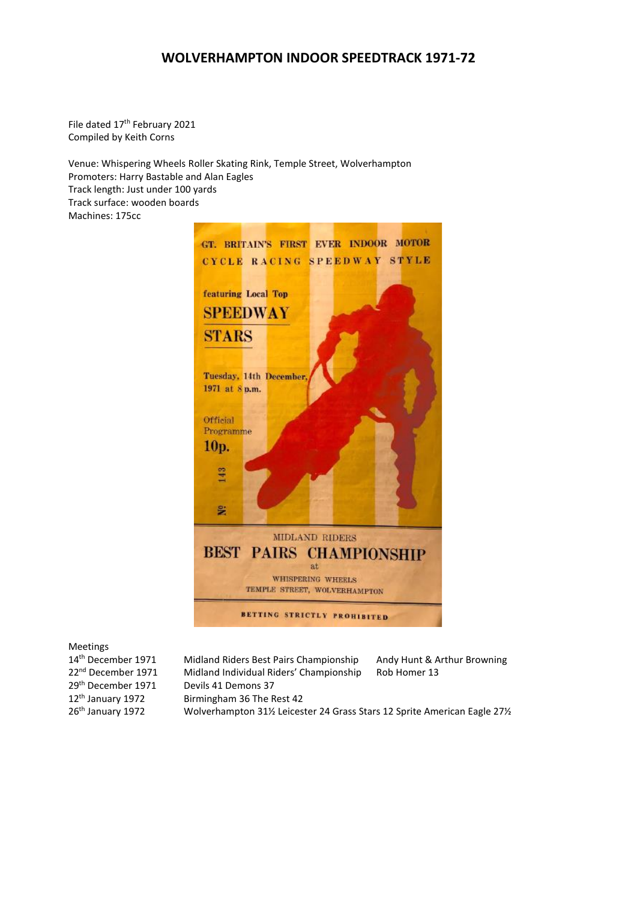# WOLVERHAMPTON INDOOR SPEEDTRACK 1971-72

File dated 17th February 2021
Compiled by Keith Corns

Venue: Whispering Wheels Roller Skating Rink, Temple Street, Wolverhampton
Promoters: Harry Bastable and Alan Eagles
Track length: Just under 100 yards
Track surface: wooden boards
Machines: 175cc

GT. BRITAIN'S FIRST EVER INDOOR MOTOR CYCLE RACING SPEEDWAY STYLE

featuring Local Top SPEEDWAY STARS

Tuesday, 14th December, 1971 at 8 p.m.

Official Programme 10p.

No 143

MIDLAND RIDERS BEST PAIRS CHAMPIONSHIP at WHISPERING WHEELS TEMPLE STREET, WOLVERHAMPTON

BETTING STRICTLY PROHIBITED

Meetings

| | | |
|---|---|---|
| 14th December 1971 | Midland Riders Best Pairs Championship | Andy Hunt & Arthur Browning |
| 22nd December 1971 | Midland Individual Riders' Championship | Rob Homer 13 |
| 29th December 1971 | Devils 41 Demons 37 | |
| 12th January 1972 | Birmingham 36 The Rest 42 | |
| 26th January 1972 | Wolverhampton 31½ Leicester 24 Grass Stars 12 Sprite American Eagle 27½ | |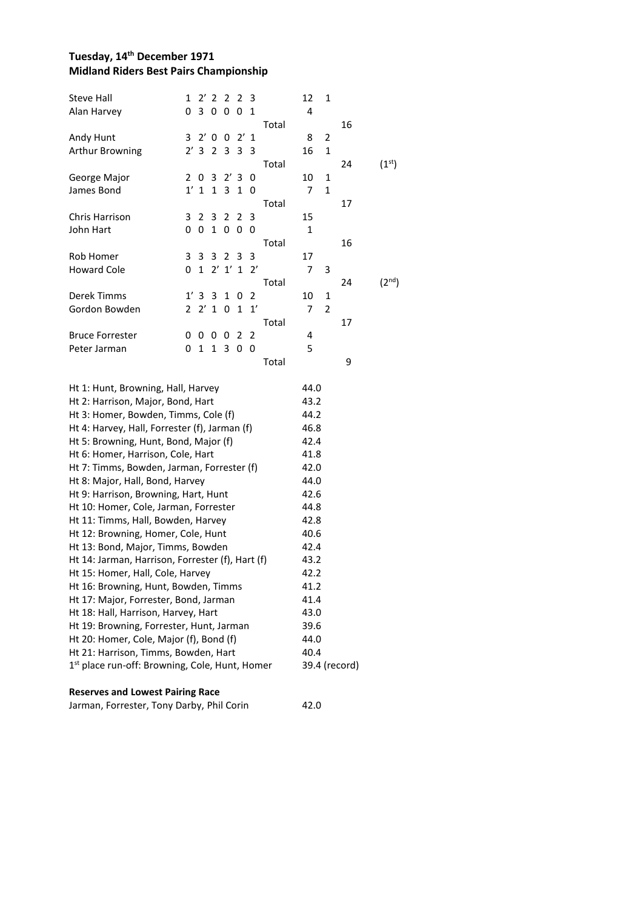**Tuesday, 14th December 1971**
**Midland Riders Best Pairs Championship**

| Rider | Heat scores | Points | Bonus | Pair total | Place |
|---|---|---|---|---|---|
| Steve Hall | 1 2' 2 2 2 3 | 12 | 1 | | |
| Alan Harvey | 0 3 0 0 0 1 | 4 | | | |
| | Total | | | 16 | |
| Andy Hunt | 3 2' 0 0 2' 1 | 8 | 2 | | |
| Arthur Browning | 2' 3 2 3 3 3 | 16 | 1 | | |
| | Total | | | 24 | (1st) |
| George Major | 2 0 3 2' 3 0 | 10 | 1 | | |
| James Bond | 1' 1 1 3 1 0 | 7 | 1 | | |
| | Total | | | 17 | |
| Chris Harrison | 3 2 3 2 2 3 | 15 | | | |
| John Hart | 0 0 1 0 0 0 | 1 | | | |
| | Total | | | 16 | |
| Rob Homer | 3 3 3 2 3 3 | 17 | | | |
| Howard Cole | 0 1 2' 1' 1 2' | 7 | 3 | | |
| | Total | | | 24 | (2nd) |
| Derek Timms | 1' 3 3 1 0 2 | 10 | 1 | | |
| Gordon Bowden | 2 2' 1 0 1 1' | 7 | 2 | | |
| | Total | | | 17 | |
| Bruce Forrester | 0 0 0 0 2 2 | 4 | | | |
| Peter Jarman | 0 1 1 3 0 0 | 5 | | | |
| | Total | | | 9 | |

| Heat | Time |
|---|---|
| Ht 1: Hunt, Browning, Hall, Harvey | 44.0 |
| Ht 2: Harrison, Major, Bond, Hart | 43.2 |
| Ht 3: Homer, Bowden, Timms, Cole (f) | 44.2 |
| Ht 4: Harvey, Hall, Forrester (f), Jarman (f) | 46.8 |
| Ht 5: Browning, Hunt, Bond, Major (f) | 42.4 |
| Ht 6: Homer, Harrison, Cole, Hart | 41.8 |
| Ht 7: Timms, Bowden, Jarman, Forrester (f) | 42.0 |
| Ht 8: Major, Hall, Bond, Harvey | 44.0 |
| Ht 9: Harrison, Browning, Hart, Hunt | 42.6 |
| Ht 10: Homer, Cole, Jarman, Forrester | 44.8 |
| Ht 11: Timms, Hall, Bowden, Harvey | 42.8 |
| Ht 12: Browning, Homer, Cole, Hunt | 40.6 |
| Ht 13: Bond, Major, Timms, Bowden | 42.4 |
| Ht 14: Jarman, Harrison, Forrester (f), Hart (f) | 43.2 |
| Ht 15: Homer, Hall, Cole, Harvey | 42.2 |
| Ht 16: Browning, Hunt, Bowden, Timms | 41.2 |
| Ht 17: Major, Forrester, Bond, Jarman | 41.4 |
| Ht 18: Hall, Harrison, Harvey, Hart | 43.0 |
| Ht 19: Browning, Forrester, Hunt, Jarman | 39.6 |
| Ht 20: Homer, Cole, Major (f), Bond (f) | 44.0 |
| Ht 21: Harrison, Timms, Bowden, Hart | 40.4 |
| 1st place run-off: Browning, Cole, Hunt, Homer | 39.4 (record) |

**Reserves and Lowest Pairing Race**

| Race | Time |
|---|---|
| Jarman, Forrester, Tony Darby, Phil Corin | 42.0 |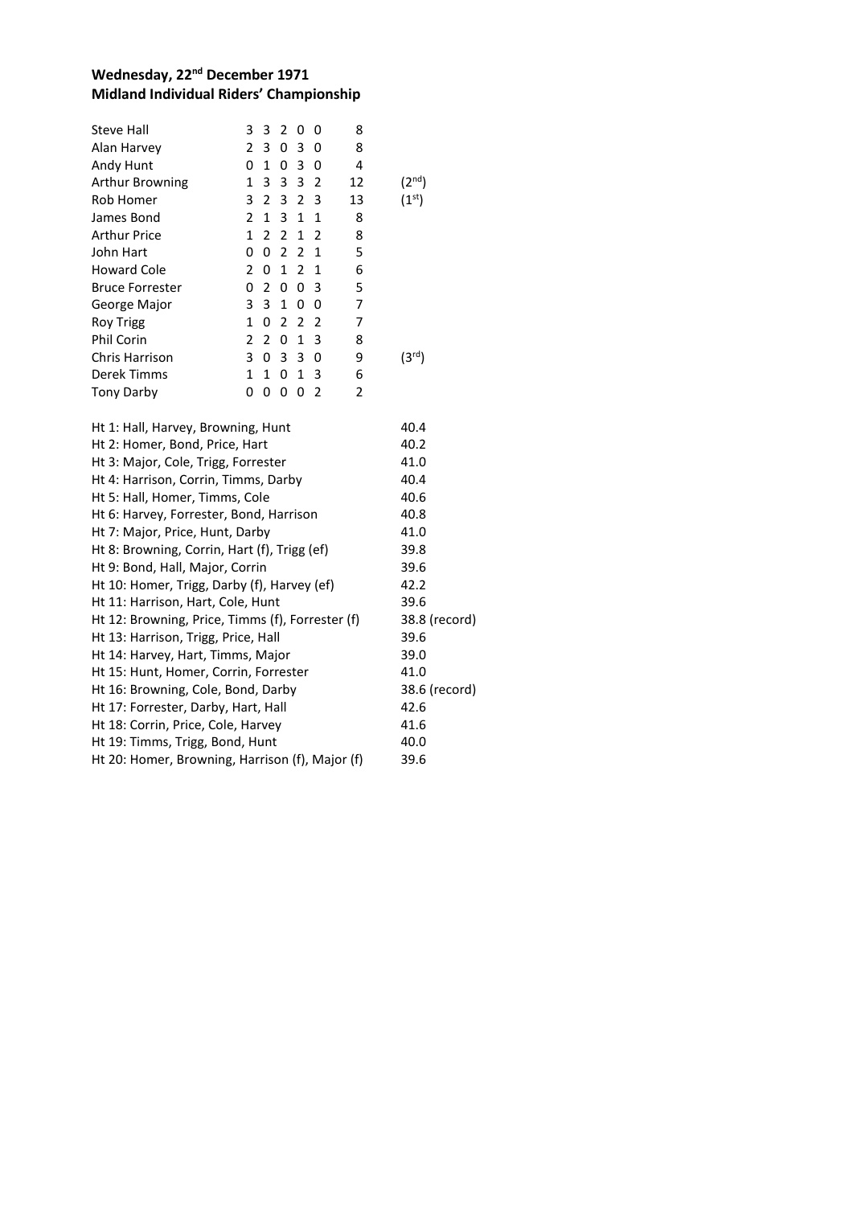**Wednesday, 22nd December 1971**
**Midland Individual Riders' Championship**

| Rider | | | | | | Total | |
|---|---|---|---|---|---|---|---|
| Steve Hall | 3 | 3 | 2 | 0 | 0 | 8 | |
| Alan Harvey | 2 | 3 | 0 | 3 | 0 | 8 | |
| Andy Hunt | 0 | 1 | 0 | 3 | 0 | 4 | |
| Arthur Browning | 1 | 3 | 3 | 3 | 2 | 12 | (2nd) |
| Rob Homer | 3 | 2 | 3 | 2 | 3 | 13 | (1st) |
| James Bond | 2 | 1 | 3 | 1 | 1 | 8 | |
| Arthur Price | 1 | 2 | 2 | 1 | 2 | 8 | |
| John Hart | 0 | 0 | 2 | 2 | 1 | 5 | |
| Howard Cole | 2 | 0 | 1 | 2 | 1 | 6 | |
| Bruce Forrester | 0 | 2 | 0 | 0 | 3 | 5 | |
| George Major | 3 | 3 | 1 | 0 | 0 | 7 | |
| Roy Trigg | 1 | 0 | 2 | 2 | 2 | 7 | |
| Phil Corin | 2 | 2 | 0 | 1 | 3 | 8 | |
| Chris Harrison | 3 | 0 | 3 | 3 | 0 | 9 | (3rd) |
| Derek Timms | 1 | 1 | 0 | 1 | 3 | 6 | |
| Tony Darby | 0 | 0 | 0 | 0 | 2 | 2 | |

| Heat | Time |
|---|---|
| Ht 1: Hall, Harvey, Browning, Hunt | 40.4 |
| Ht 2: Homer, Bond, Price, Hart | 40.2 |
| Ht 3: Major, Cole, Trigg, Forrester | 41.0 |
| Ht 4: Harrison, Corrin, Timms, Darby | 40.4 |
| Ht 5: Hall, Homer, Timms, Cole | 40.6 |
| Ht 6: Harvey, Forrester, Bond, Harrison | 40.8 |
| Ht 7: Major, Price, Hunt, Darby | 41.0 |
| Ht 8: Browning, Corrin, Hart (f), Trigg (ef) | 39.8 |
| Ht 9: Bond, Hall, Major, Corrin | 39.6 |
| Ht 10: Homer, Trigg, Darby (f), Harvey (ef) | 42.2 |
| Ht 11: Harrison, Hart, Cole, Hunt | 39.6 |
| Ht 12: Browning, Price, Timms (f), Forrester (f) | 38.8 (record) |
| Ht 13: Harrison, Trigg, Price, Hall | 39.6 |
| Ht 14: Harvey, Hart, Timms, Major | 39.0 |
| Ht 15: Hunt, Homer, Corrin, Forrester | 41.0 |
| Ht 16: Browning, Cole, Bond, Darby | 38.6 (record) |
| Ht 17: Forrester, Darby, Hart, Hall | 42.6 |
| Ht 18: Corrin, Price, Cole, Harvey | 41.6 |
| Ht 19: Timms, Trigg, Bond, Hunt | 40.0 |
| Ht 20: Homer, Browning, Harrison (f), Major (f) | 39.6 |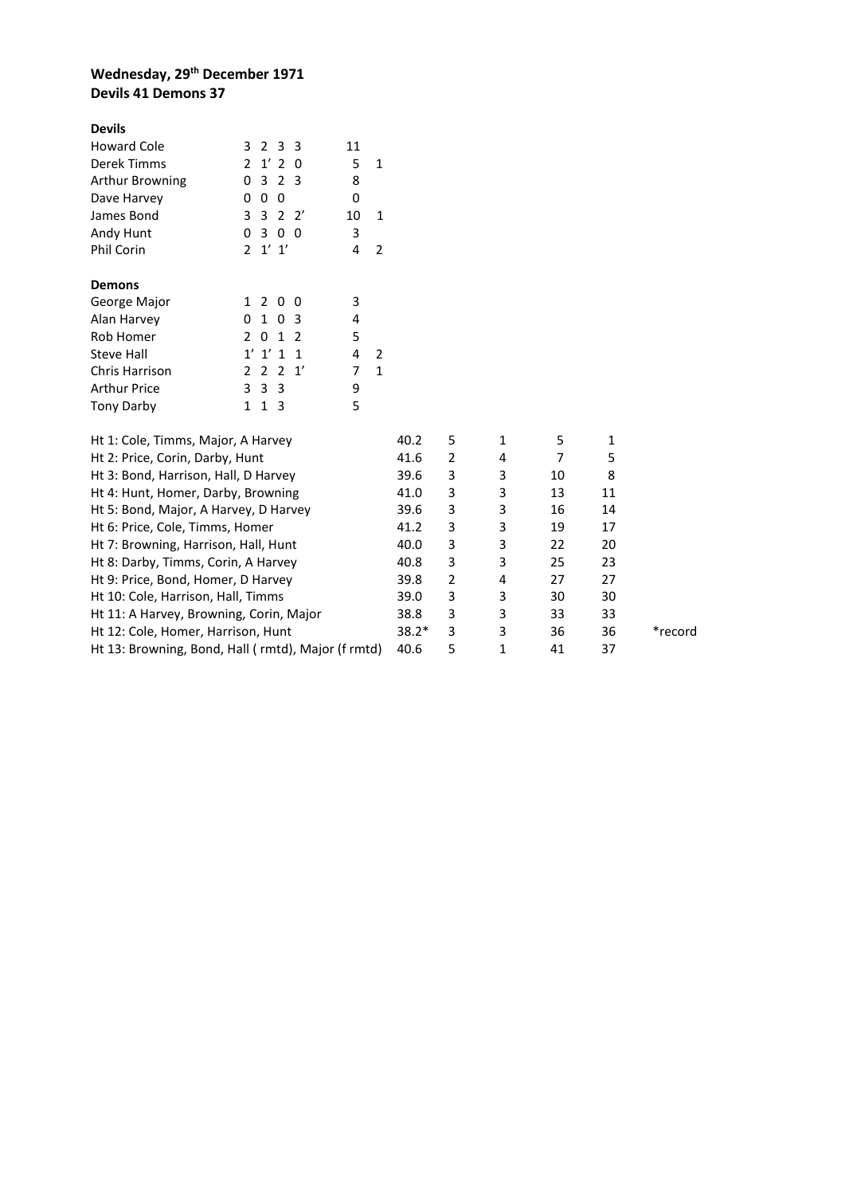**Wednesday, 29th December 1971**
**Devils 41 Demons 37**

**Devils**

| | | | |
|---|---|---|---|
| Howard Cole | 3 2 3 3 | 11 | |
| Derek Timms | 2 1' 2 0 | 5 | 1 |
| Arthur Browning | 0 3 2 3 | 8 | |
| Dave Harvey | 0 0 0 | 0 | |
| James Bond | 3 3 2 2' | 10 | 1 |
| Andy Hunt | 0 3 0 0 | 3 | |
| Phil Corin | 2 1' 1' | 4 | 2 |

**Demons**

| | | | |
|---|---|---|---|
| George Major | 1 2 0 0 | 3 | |
| Alan Harvey | 0 1 0 3 | 4 | |
| Rob Homer | 2 0 1 2 | 5 | |
| Steve Hall | 1' 1' 1 1 | 4 | 2 |
| Chris Harrison | 2 2 2 1' | 7 | 1 |
| Arthur Price | 3 3 3 | 9 | |
| Tony Darby | 1 1 3 | 5 | |

| | | | | | | |
|---|---|---|---|---|---|---|
| Ht 1: Cole, Timms, Major, A Harvey | 40.2 | 5 | 1 | 5 | 1 | |
| Ht 2: Price, Corin, Darby, Hunt | 41.6 | 2 | 4 | 7 | 5 | |
| Ht 3: Bond, Harrison, Hall, D Harvey | 39.6 | 3 | 3 | 10 | 8 | |
| Ht 4: Hunt, Homer, Darby, Browning | 41.0 | 3 | 3 | 13 | 11 | |
| Ht 5: Bond, Major, A Harvey, D Harvey | 39.6 | 3 | 3 | 16 | 14 | |
| Ht 6: Price, Cole, Timms, Homer | 41.2 | 3 | 3 | 19 | 17 | |
| Ht 7: Browning, Harrison, Hall, Hunt | 40.0 | 3 | 3 | 22 | 20 | |
| Ht 8: Darby, Timms, Corin, A Harvey | 40.8 | 3 | 3 | 25 | 23 | |
| Ht 9: Price, Bond, Homer, D Harvey | 39.8 | 2 | 4 | 27 | 27 | |
| Ht 10: Cole, Harrison, Hall, Timms | 39.0 | 3 | 3 | 30 | 30 | |
| Ht 11: A Harvey, Browning, Corin, Major | 38.8 | 3 | 3 | 33 | 33 | |
| Ht 12: Cole, Homer, Harrison, Hunt | 38.2* | 3 | 3 | 36 | 36 | *record |
| Ht 13: Browning, Bond, Hall ( rmtd), Major (f rmtd) | 40.6 | 5 | 1 | 41 | 37 | |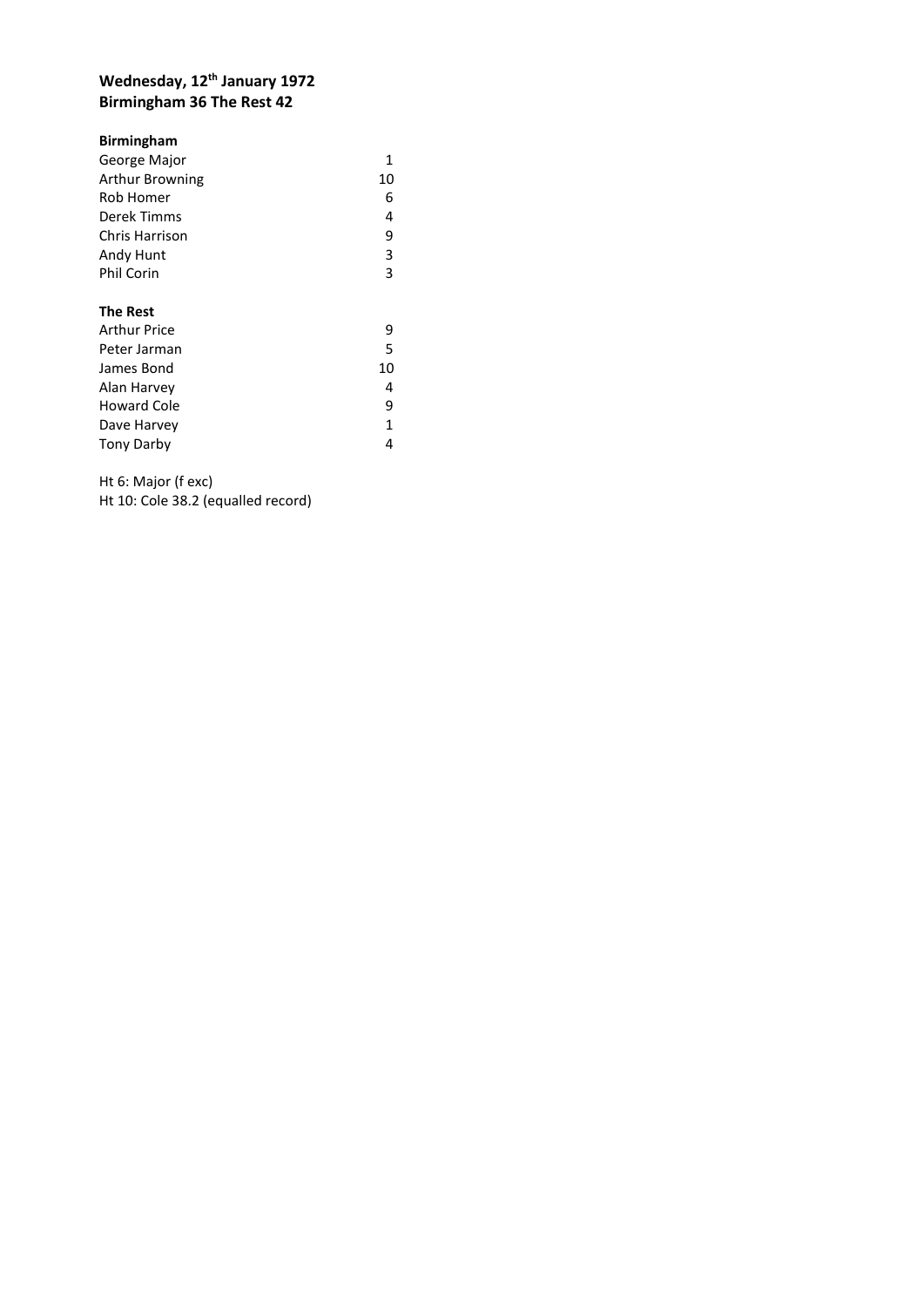**Wednesday, 12th January 1972**
**Birmingham 36 The Rest 42**

**Birmingham**

| | |
|---|---|
| George Major | 1 |
| Arthur Browning | 10 |
| Rob Homer | 6 |
| Derek Timms | 4 |
| Chris Harrison | 9 |
| Andy Hunt | 3 |
| Phil Corin | 3 |

**The Rest**

| | |
|---|---|
| Arthur Price | 9 |
| Peter Jarman | 5 |
| James Bond | 10 |
| Alan Harvey | 4 |
| Howard Cole | 9 |
| Dave Harvey | 1 |
| Tony Darby | 4 |

Ht 6: Major (f exc)
Ht 10: Cole 38.2 (equalled record)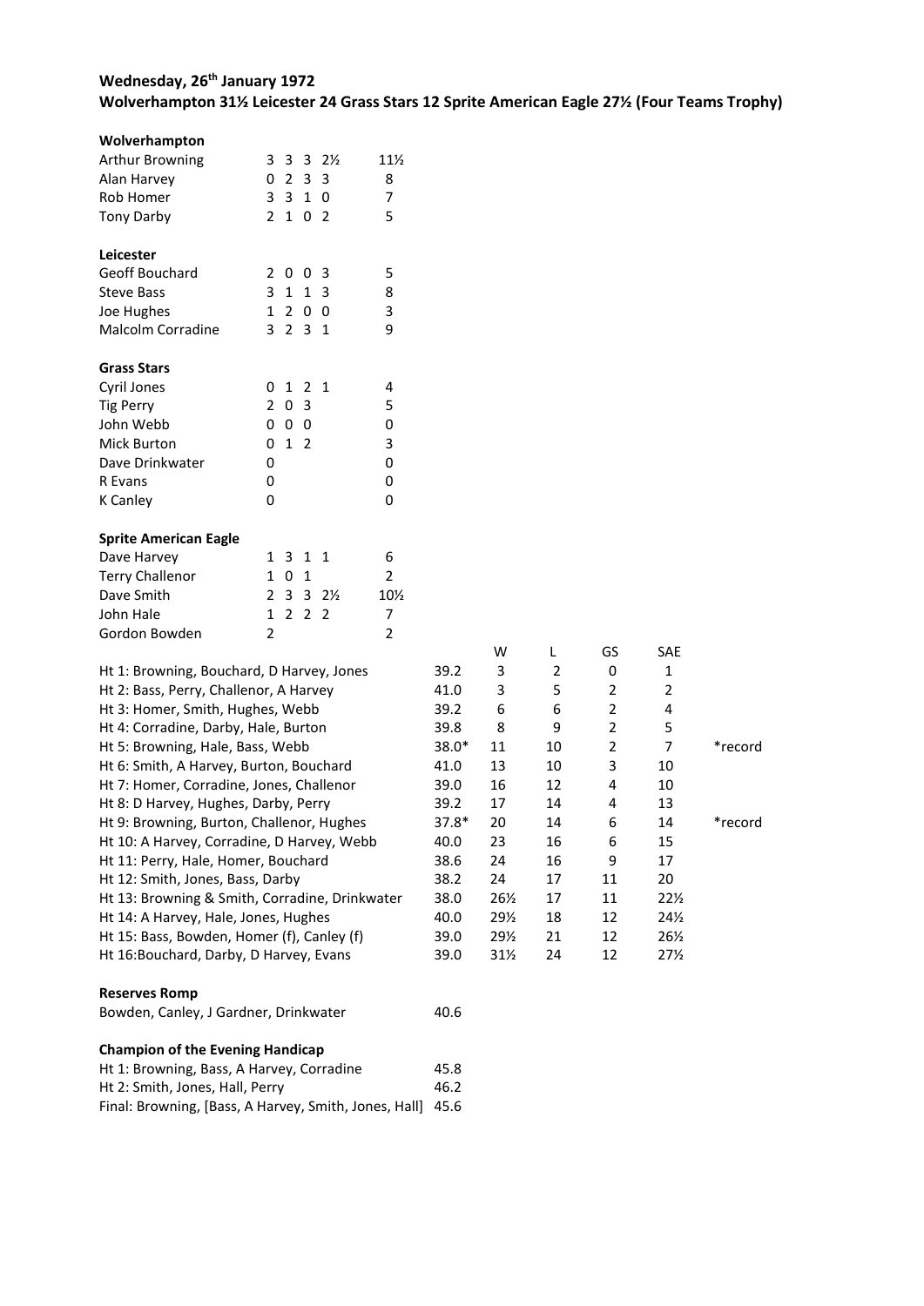**Wednesday, 26th January 1972**
**Wolverhampton 31½ Leicester 24 Grass Stars 12 Sprite American Eagle 27½ (Four Teams Trophy)**

| | | | | | |
|---|---|---|---|---|---|
| **Wolverhampton** | | | | | |
| Arthur Browning | 3 | 3 | 3 | 2½ | 11½ |
| Alan Harvey | 0 | 2 | 3 | 3 | 8 |
| Rob Homer | 3 | 3 | 1 | 0 | 7 |
| Tony Darby | 2 | 1 | 0 | 2 | 5 |
| | | | | | |
| **Leicester** | | | | | |
| Geoff Bouchard | 2 | 0 | 0 | 3 | 5 |
| Steve Bass | 3 | 1 | 1 | 3 | 8 |
| Joe Hughes | 1 | 2 | 0 | 0 | 3 |
| Malcolm Corradine | 3 | 2 | 3 | 1 | 9 |
| | | | | | |
| **Grass Stars** | | | | | |
| Cyril Jones | 0 | 1 | 2 | 1 | 4 |
| Tig Perry | 2 | 0 | 3 | | 5 |
| John Webb | 0 | 0 | 0 | | 0 |
| Mick Burton | 0 | 1 | 2 | | 3 |
| Dave Drinkwater | 0 | | | | 0 |
| R Evans | 0 | | | | 0 |
| K Canley | 0 | | | | 0 |
| | | | | | |
| **Sprite American Eagle** | | | | | |
| Dave Harvey | 1 | 3 | 1 | 1 | 6 |
| Terry Challenor | 1 | 0 | 1 | | 2 |
| Dave Smith | 2 | 3 | 3 | 2½ | 10½ |
| John Hale | 1 | 2 | 2 | 2 | 7 |
| Gordon Bowden | 2 | | | | 2 |

| | | W | L | GS | SAE | |
|---|---|---|---|---|---|---|
| Ht 1: Browning, Bouchard, D Harvey, Jones | 39.2 | 3 | 2 | 0 | 1 | |
| Ht 2: Bass, Perry, Challenor, A Harvey | 41.0 | 3 | 5 | 2 | 2 | |
| Ht 3: Homer, Smith, Hughes, Webb | 39.2 | 6 | 6 | 2 | 4 | |
| Ht 4: Corradine, Darby, Hale, Burton | 39.8 | 8 | 9 | 2 | 5 | |
| Ht 5: Browning, Hale, Bass, Webb | 38.0* | 11 | 10 | 2 | 7 | *record |
| Ht 6: Smith, A Harvey, Burton, Bouchard | 41.0 | 13 | 10 | 3 | 10 | |
| Ht 7: Homer, Corradine, Jones, Challenor | 39.0 | 16 | 12 | 4 | 10 | |
| Ht 8: D Harvey, Hughes, Darby, Perry | 39.2 | 17 | 14 | 4 | 13 | |
| Ht 9: Browning, Burton, Challenor, Hughes | 37.8* | 20 | 14 | 6 | 14 | *record |
| Ht 10: A Harvey, Corradine, D Harvey, Webb | 40.0 | 23 | 16 | 6 | 15 | |
| Ht 11: Perry, Hale, Homer, Bouchard | 38.6 | 24 | 16 | 9 | 17 | |
| Ht 12: Smith, Jones, Bass, Darby | 38.2 | 24 | 17 | 11 | 20 | |
| Ht 13: Browning & Smith, Corradine, Drinkwater | 38.0 | 26½ | 17 | 11 | 22½ | |
| Ht 14: A Harvey, Hale, Jones, Hughes | 40.0 | 29½ | 18 | 12 | 24½ | |
| Ht 15: Bass, Bowden, Homer (f), Canley (f) | 39.0 | 29½ | 21 | 12 | 26½ | |
| Ht 16:Bouchard, Darby, D Harvey, Evans | 39.0 | 31½ | 24 | 12 | 27½ | |

**Reserves Romp**

Bowden, Canley, J Gardner, Drinkwater 40.6

**Champion of the Evening Handicap**

Ht 1: Browning, Bass, A Harvey, Corradine 45.8

Ht 2: Smith, Jones, Hall, Perry 46.2

Final: Browning, [Bass, A Harvey, Smith, Jones, Hall] 45.6